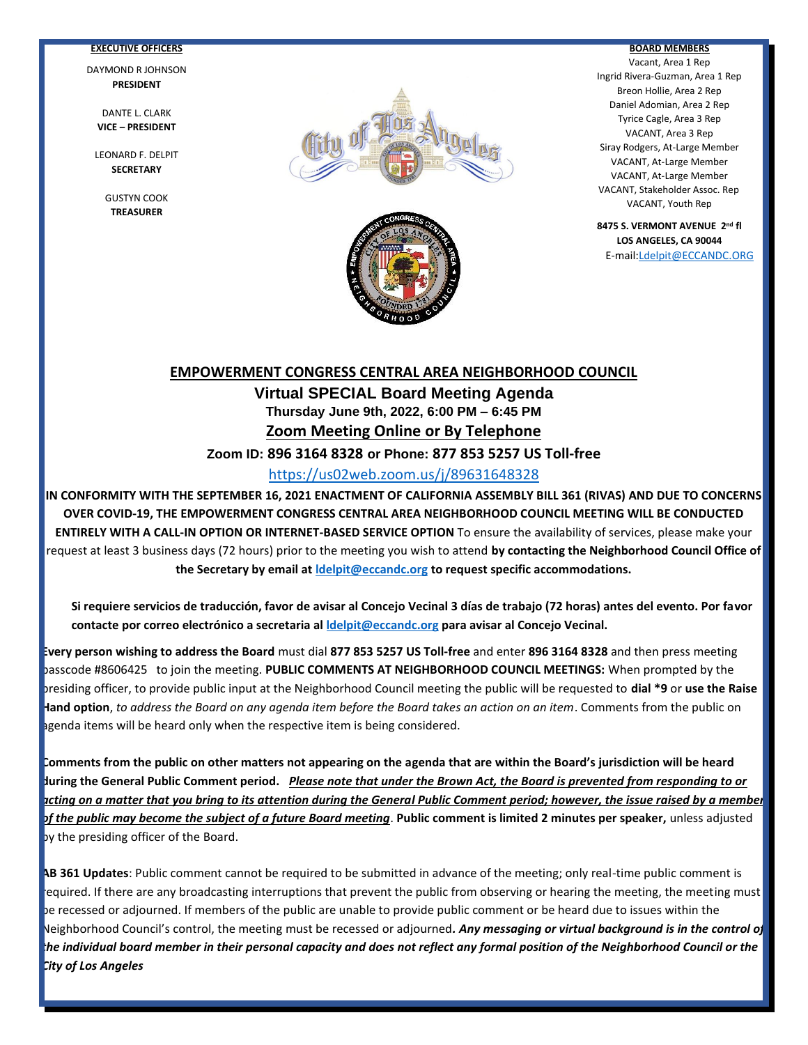**EXECUTIVE OFFICERS**

DAYMOND R JOHNSON
**PRESIDENT**

DANTE L. CLARK
**VICE – PRESIDENT**

LEONARD F. DELPIT
**SECRETARY**

GUSTYN COOK
**TREASURER**

**BOARD MEMBERS**

Vacant, Area 1 Rep
Ingrid Rivera-Guzman, Area 1 Rep
Breon Hollie, Area 2 Rep
Daniel Adomian, Area 2 Rep
Tyrice Cagle, Area 3 Rep
VACANT, Area 3 Rep
Siray Rodgers, At-Large Member
VACANT, At-Large Member
VACANT, At-Large Member
VACANT, Stakeholder Assoc. Rep
VACANT, Youth Rep

**8475 S. VERMONT AVENUE 2nd fl**
**LOS ANGELES, CA 90044**
E-mail: Ldelpit@ECCANDC.ORG

# EMPOWERMENT CONGRESS CENTRAL AREA NEIGHBORHOOD COUNCIL

## Virtual SPECIAL Board Meeting Agenda

### Thursday June 9th, 2022, 6:00 PM – 6:45 PM

### Zoom Meeting Online or By Telephone

**Zoom ID: 896 3164 8328 or Phone: 877 853 5257 US Toll-free**

https://us02web.zoom.us/j/89631648328

**IN CONFORMITY WITH THE SEPTEMBER 16, 2021 ENACTMENT OF CALIFORNIA ASSEMBLY BILL 361 (RIVAS) AND DUE TO CONCERNS OVER COVID-19, THE EMPOWERMENT CONGRESS CENTRAL AREA NEIGHBORHOOD COUNCIL MEETING WILL BE CONDUCTED ENTIRELY WITH A CALL-IN OPTION OR INTERNET-BASED SERVICE OPTION** To ensure the availability of services, please make your request at least 3 business days (72 hours) prior to the meeting you wish to attend **by contacting the Neighborhood Council Office of the Secretary by email at ldelpit@eccandc.org to request specific accommodations.**

**Si requiere servicios de traducción, favor de avisar al Concejo Vecinal 3 días de trabajo (72 horas) antes del evento. Por favor contacte por correo electrónico a secretaria al ldelpit@eccandc.org para avisar al Concejo Vecinal.**

**Every person wishing to address the Board** must dial **877 853 5257 US Toll-free** and enter **896 3164 8328** and then press meeting passcode #8606425 to join the meeting. **PUBLIC COMMENTS AT NEIGHBORHOOD COUNCIL MEETINGS:** When prompted by the presiding officer, to provide public input at the Neighborhood Council meeting the public will be requested to **dial *9** or **use the Raise Hand option**, *to address the Board on any agenda item before the Board takes an action on an item*. Comments from the public on agenda items will be heard only when the respective item is being considered.

**Comments from the public on other matters not appearing on the agenda that are within the Board's jurisdiction will be heard during the General Public Comment period.** ***Please note that under the Brown Act, the Board is prevented from responding to or acting on a matter that you bring to its attention during the General Public Comment period; however, the issue raised by a member of the public may become the subject of a future Board meeting***. **Public comment is limited 2 minutes per speaker,** unless adjusted by the presiding officer of the Board.

**AB 361 Updates**: Public comment cannot be required to be submitted in advance of the meeting; only real-time public comment is required. If there are any broadcasting interruptions that prevent the public from observing or hearing the meeting, the meeting must be recessed or adjourned. If members of the public are unable to provide public comment or be heard due to issues within the Neighborhood Council's control, the meeting must be recessed or adjourned***. Any messaging or virtual background is in the control of the individual board member in their personal capacity and does not reflect any formal position of the Neighborhood Council or the City of Los Angeles***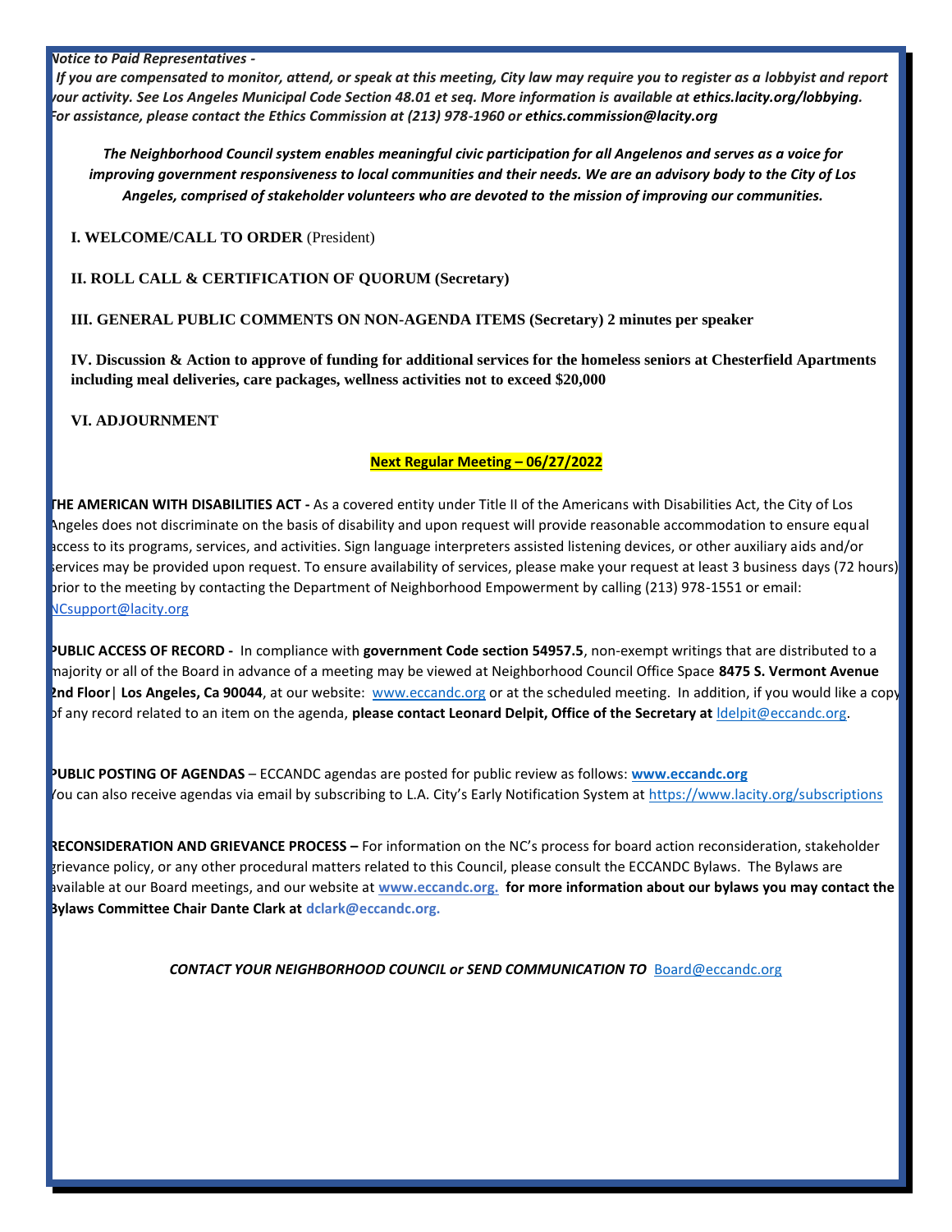*Notice to Paid Representatives -*

***If you are compensated to monitor, attend, or speak at this meeting, City law may require you to register as a lobbyist and report your activity. See Los Angeles Municipal Code Section 48.01 et seq. More information is available at ethics.lacity.org/lobbying. For assistance, please contact the Ethics Commission at (213) 978-1960 or ethics.commission@lacity.org***

***The Neighborhood Council system enables meaningful civic participation for all Angelenos and serves as a voice for improving government responsiveness to local communities and their needs. We are an advisory body to the City of Los Angeles, comprised of stakeholder volunteers who are devoted to the mission of improving our communities.***

**I. WELCOME/CALL TO ORDER** (President)

**II. ROLL CALL & CERTIFICATION OF QUORUM (Secretary)**

**III. GENERAL PUBLIC COMMENTS ON NON-AGENDA ITEMS (Secretary) 2 minutes per speaker**

**IV. Discussion & Action to approve of funding for additional services for the homeless seniors at Chesterfield Apartments including meal deliveries, care packages, wellness activities not to exceed $20,000**

**VI. ADJOURNMENT**

**Next Regular Meeting – 06/27/2022**

**THE AMERICAN WITH DISABILITIES ACT -** As a covered entity under Title II of the Americans with Disabilities Act, the City of Los Angeles does not discriminate on the basis of disability and upon request will provide reasonable accommodation to ensure equal access to its programs, services, and activities. Sign language interpreters assisted listening devices, or other auxiliary aids and/or services may be provided upon request. To ensure availability of services, please make your request at least 3 business days (72 hours) prior to the meeting by contacting the Department of Neighborhood Empowerment by calling (213) 978-1551 or email: NCsupport@lacity.org

**PUBLIC ACCESS OF RECORD -** In compliance with **government Code section 54957.5**, non-exempt writings that are distributed to a majority or all of the Board in advance of a meeting may be viewed at Neighborhood Council Office Space **8475 S. Vermont Avenue 2nd Floor**| **Los Angeles, Ca 90044**, at our website: www.eccandc.org or at the scheduled meeting. In addition, if you would like a copy of any record related to an item on the agenda, **please contact Leonard Delpit, Office of the Secretary at** ldelpit@eccandc.org.

**PUBLIC POSTING OF AGENDAS** – ECCANDC agendas are posted for public review as follows: **www.eccandc.org**
You can also receive agendas via email by subscribing to L.A. City's Early Notification System at https://www.lacity.org/subscriptions

**RECONSIDERATION AND GRIEVANCE PROCESS –** For information on the NC's process for board action reconsideration, stakeholder grievance policy, or any other procedural matters related to this Council, please consult the ECCANDC Bylaws. The Bylaws are available at our Board meetings, and our website at **www.eccandc.org. for more information about our bylaws you may contact the Bylaws Committee Chair Dante Clark at dclark@eccandc.org.**

***CONTACT YOUR NEIGHBORHOOD COUNCIL or SEND COMMUNICATION TO*** Board@eccandc.org